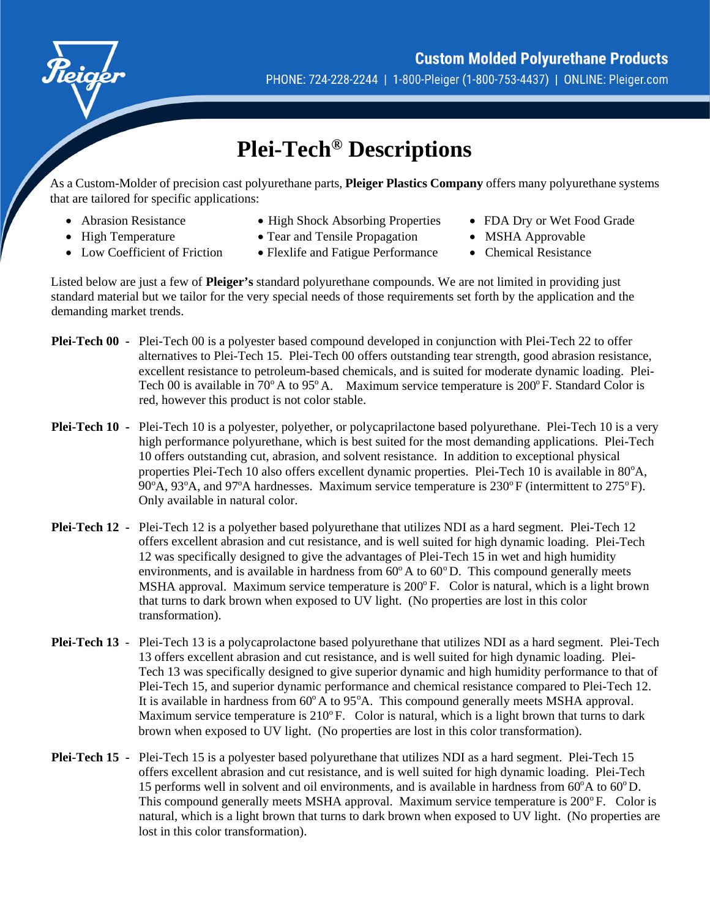Custom Molded Polyurethane Products

PHONE: 724-228-2244 | 1-800-Pleiger (1-800-753-4437) | ONLINE: Pleiger.com

# Plei-Tech® Descriptions

As a Custom-Molder of precision cast polyurethane parts, **Pleiger Plastics Company** offers many polyurethane systems that are tailored for specific applications:

- Abrasion Resistance
- High Temperature
- Low Coefficient of Friction
- High Shock Absorbing Properties
- Tear and Tensile Propagation
- Flexlife and Fatigue Performance
- FDA Dry or Wet Food Grade
- MSHA Approvable
- Chemical Resistance

Listed below are just a few of **Pleiger's** standard polyurethane compounds. We are not limited in providing just standard material but we tailor for the very special needs of those requirements set forth by the application and the demanding market trends.

**Plei-Tech 00 -** Plei-Tech 00 is a polyester based compound developed in conjunction with Plei-Tech 22 to offer alternatives to Plei-Tech 15. Plei-Tech 00 offers outstanding tear strength, good abrasion resistance, excellent resistance to petroleum-based chemicals, and is suited for moderate dynamic loading. Plei-Tech 00 is available in 70° A to 95° A. Maximum service temperature is 200° F. Standard Color is red, however this product is not color stable.

**Plei-Tech 10 -** Plei-Tech 10 is a polyester, polyether, or polycaprilactone based polyurethane. Plei-Tech 10 is a very high performance polyurethane, which is best suited for the most demanding applications. Plei-Tech 10 offers outstanding cut, abrasion, and solvent resistance. In addition to exceptional physical properties Plei-Tech 10 also offers excellent dynamic properties. Plei-Tech 10 is available in 80°A, 90°A, 93°A, and 97°A hardnesses. Maximum service temperature is 230° F (intermittent to 275° F). Only available in natural color.

**Plei-Tech 12 -** Plei-Tech 12 is a polyether based polyurethane that utilizes NDI as a hard segment. Plei-Tech 12 offers excellent abrasion and cut resistance, and is well suited for high dynamic loading. Plei-Tech 12 was specifically designed to give the advantages of Plei-Tech 15 in wet and high humidity environments, and is available in hardness from 60° A to 60° D. This compound generally meets MSHA approval. Maximum service temperature is 200° F. Color is natural, which is a light brown that turns to dark brown when exposed to UV light. (No properties are lost in this color transformation).

**Plei-Tech 13 -** Plei-Tech 13 is a polycaprolactone based polyurethane that utilizes NDI as a hard segment. Plei-Tech 13 offers excellent abrasion and cut resistance, and is well suited for high dynamic loading. Plei-Tech 13 was specifically designed to give superior dynamic and high humidity performance to that of Plei-Tech 15, and superior dynamic performance and chemical resistance compared to Plei-Tech 12. It is available in hardness from 60° A to 95°A. This compound generally meets MSHA approval. Maximum service temperature is 210° F. Color is natural, which is a light brown that turns to dark brown when exposed to UV light. (No properties are lost in this color transformation).

**Plei-Tech 15 -** Plei-Tech 15 is a polyester based polyurethane that utilizes NDI as a hard segment. Plei-Tech 15 offers excellent abrasion and cut resistance, and is well suited for high dynamic loading. Plei-Tech 15 performs well in solvent and oil environments, and is available in hardness from 60°A to 60° D. This compound generally meets MSHA approval. Maximum service temperature is 200° F. Color is natural, which is a light brown that turns to dark brown when exposed to UV light. (No properties are lost in this color transformation).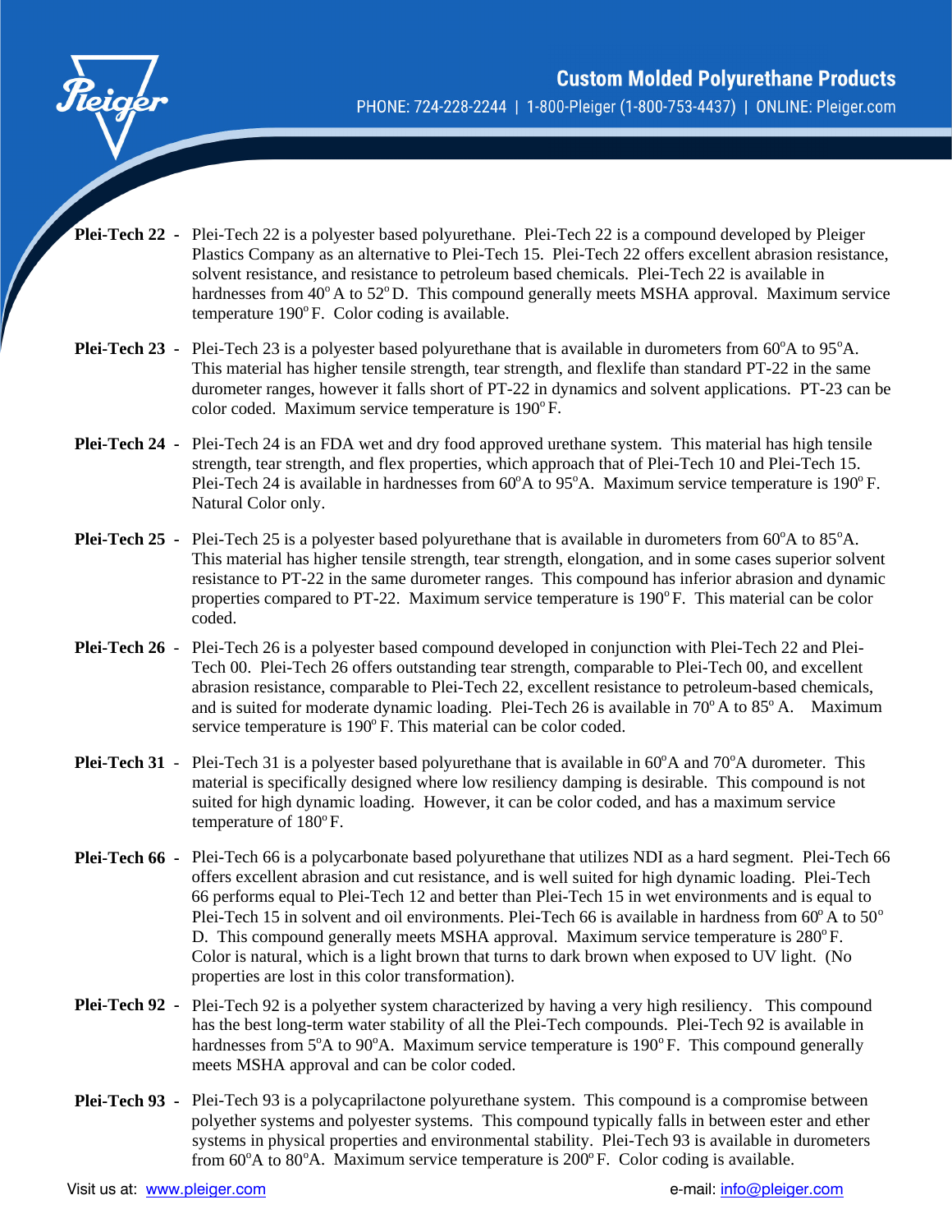**Plei-Tech 22 -** Plei-Tech 22 is a polyester based polyurethane. Plei-Tech 22 is a compound developed by Pleiger Plastics Company as an alternative to Plei-Tech 15. Plei-Tech 22 offers excellent abrasion resistance, solvent resistance, and resistance to petroleum based chemicals. Plei-Tech 22 is available in hardnesses from 40$^{o}$A to 52$^{o}$D. This compound generally meets MSHA approval. Maximum service temperature 190$^{o}$F. Color coding is available.

**Plei-Tech 23 -** Plei-Tech 23 is a polyester based polyurethane that is available in durometers from 60$^{o}$A to 95$^{o}$A. This material has higher tensile strength, tear strength, and flexlife than standard PT-22 in the same durometer ranges, however it falls short of PT-22 in dynamics and solvent applications. PT-23 can be color coded. Maximum service temperature is 190$^{o}$F.

**Plei-Tech 24 -** Plei-Tech 24 is an FDA wet and dry food approved urethane system. This material has high tensile strength, tear strength, and flex properties, which approach that of Plei-Tech 10 and Plei-Tech 15. Plei-Tech 24 is available in hardnesses from 60$^{o}$A to 95$^{o}$A. Maximum service temperature is 190$^{o}$F. Natural Color only.

**Plei-Tech 25 -** Plei-Tech 25 is a polyester based polyurethane that is available in durometers from 60$^{o}$A to 85$^{o}$A. This material has higher tensile strength, tear strength, elongation, and in some cases superior solvent resistance to PT-22 in the same durometer ranges. This compound has inferior abrasion and dynamic properties compared to PT-22. Maximum service temperature is 190$^{o}$F. This material can be color coded.

**Plei-Tech 26 -** Plei-Tech 26 is a polyester based compound developed in conjunction with Plei-Tech 22 and Plei-Tech 00. Plei-Tech 26 offers outstanding tear strength, comparable to Plei-Tech 00, and excellent abrasion resistance, comparable to Plei-Tech 22, excellent resistance to petroleum-based chemicals, and is suited for moderate dynamic loading. Plei-Tech 26 is available in 70$^{o}$A to 85$^{o}$A. Maximum service temperature is 190$^{o}$F. This material can be color coded.

**Plei-Tech 31 -** Plei-Tech 31 is a polyester based polyurethane that is available in 60$^{o}$A and 70$^{o}$A durometer. This material is specifically designed where low resiliency damping is desirable. This compound is not suited for high dynamic loading. However, it can be color coded, and has a maximum service temperature of 180$^{o}$F.

**Plei-Tech 66 -** Plei-Tech 66 is a polycarbonate based polyurethane that utilizes NDI as a hard segment. Plei-Tech 66 offers excellent abrasion and cut resistance, and is well suited for high dynamic loading. Plei-Tech 66 performs equal to Plei-Tech 12 and better than Plei-Tech 15 in wet environments and is equal to Plei-Tech 15 in solvent and oil environments. Plei-Tech 66 is available in hardness from 60$^{o}$A to 50$^{o}$D. This compound generally meets MSHA approval. Maximum service temperature is 280$^{o}$F. Color is natural, which is a light brown that turns to dark brown when exposed to UV light. (No properties are lost in this color transformation).

**Plei-Tech 92 -** Plei-Tech 92 is a polyether system characterized by having a very high resiliency. This compound has the best long-term water stability of all the Plei-Tech compounds. Plei-Tech 92 is available in hardnesses from 5$^{o}$A to 90$^{o}$A. Maximum service temperature is 190$^{o}$F. This compound generally meets MSHA approval and can be color coded.

**Plei-Tech 93 -** Plei-Tech 93 is a polycaprilactone polyurethane system. This compound is a compromise between polyether systems and polyester systems. This compound typically falls in between ester and ether systems in physical properties and environmental stability. Plei-Tech 93 is available in durometers from 60$^{o}$A to 80$^{o}$A. Maximum service temperature is 200$^{o}$F. Color coding is available.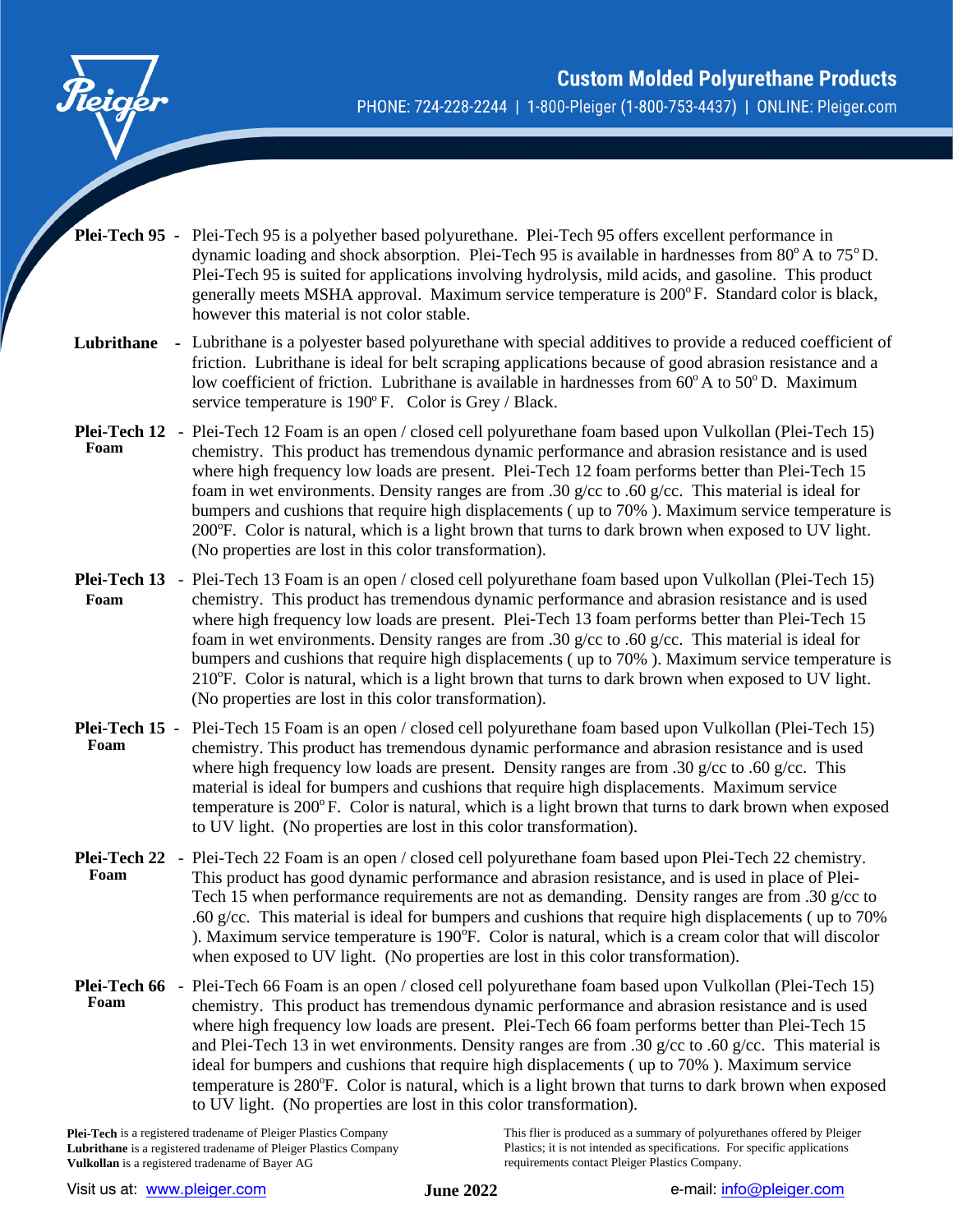**Plei-Tech 95** - Plei-Tech 95 is a polyether based polyurethane. Plei-Tech 95 offers excellent performance in dynamic loading and shock absorption. Plei-Tech 95 is available in hardnesses from 80° A to 75° D. Plei-Tech 95 is suited for applications involving hydrolysis, mild acids, and gasoline. This product generally meets MSHA approval. Maximum service temperature is 200° F. Standard color is black, however this material is not color stable.

**Lubrithane** - Lubrithane is a polyester based polyurethane with special additives to provide a reduced coefficient of friction. Lubrithane is ideal for belt scraping applications because of good abrasion resistance and a low coefficient of friction. Lubrithane is available in hardnesses from 60° A to 50° D. Maximum service temperature is 190° F. Color is Grey / Black.

**Plei-Tech 12 Foam** - Plei-Tech 12 Foam is an open / closed cell polyurethane foam based upon Vulkollan (Plei-Tech 15) chemistry. This product has tremendous dynamic performance and abrasion resistance and is used where high frequency low loads are present. Plei-Tech 12 foam performs better than Plei-Tech 15 foam in wet environments. Density ranges are from .30 g/cc to .60 g/cc. This material is ideal for bumpers and cushions that require high displacements ( up to 70% ). Maximum service temperature is 200°F. Color is natural, which is a light brown that turns to dark brown when exposed to UV light. (No properties are lost in this color transformation).

**Plei-Tech 13 Foam** - Plei-Tech 13 Foam is an open / closed cell polyurethane foam based upon Vulkollan (Plei-Tech 15) chemistry. This product has tremendous dynamic performance and abrasion resistance and is used where high frequency low loads are present. Plei-Tech 13 foam performs better than Plei-Tech 15 foam in wet environments. Density ranges are from .30 g/cc to .60 g/cc. This material is ideal for bumpers and cushions that require high displacements ( up to 70% ). Maximum service temperature is 210°F. Color is natural, which is a light brown that turns to dark brown when exposed to UV light. (No properties are lost in this color transformation).

**Plei-Tech 15 Foam** - Plei-Tech 15 Foam is an open / closed cell polyurethane foam based upon Vulkollan (Plei-Tech 15) chemistry. This product has tremendous dynamic performance and abrasion resistance and is used where high frequency low loads are present. Density ranges are from .30 g/cc to .60 g/cc. This material is ideal for bumpers and cushions that require high displacements. Maximum service temperature is 200° F. Color is natural, which is a light brown that turns to dark brown when exposed to UV light. (No properties are lost in this color transformation).

**Plei-Tech 22 Foam** - Plei-Tech 22 Foam is an open / closed cell polyurethane foam based upon Plei-Tech 22 chemistry. This product has good dynamic performance and abrasion resistance, and is used in place of Plei-Tech 15 when performance requirements are not as demanding. Density ranges are from .30 g/cc to .60 g/cc. This material is ideal for bumpers and cushions that require high displacements ( up to 70% ). Maximum service temperature is 190°F. Color is natural, which is a cream color that will discolor when exposed to UV light. (No properties are lost in this color transformation).

**Plei-Tech 66 Foam** - Plei-Tech 66 Foam is an open / closed cell polyurethane foam based upon Vulkollan (Plei-Tech 15) chemistry. This product has tremendous dynamic performance and abrasion resistance and is used where high frequency low loads are present. Plei-Tech 66 foam performs better than Plei-Tech 15 and Plei-Tech 13 in wet environments. Density ranges are from .30 g/cc to .60 g/cc. This material is ideal for bumpers and cushions that require high displacements ( up to 70% ). Maximum service temperature is 280°F. Color is natural, which is a light brown that turns to dark brown when exposed to UV light. (No properties are lost in this color transformation).

**Plei-Tech** is a registered tradename of Pleiger Plastics Company
**Lubrithane** is a registered tradename of Pleiger Plastics Company
**Vulkollan** is a registered tradename of Bayer AG

This flier is produced as a summary of polyurethanes offered by Pleiger Plastics; it is not intended as specifications. For specific applications requirements contact Pleiger Plastics Company.